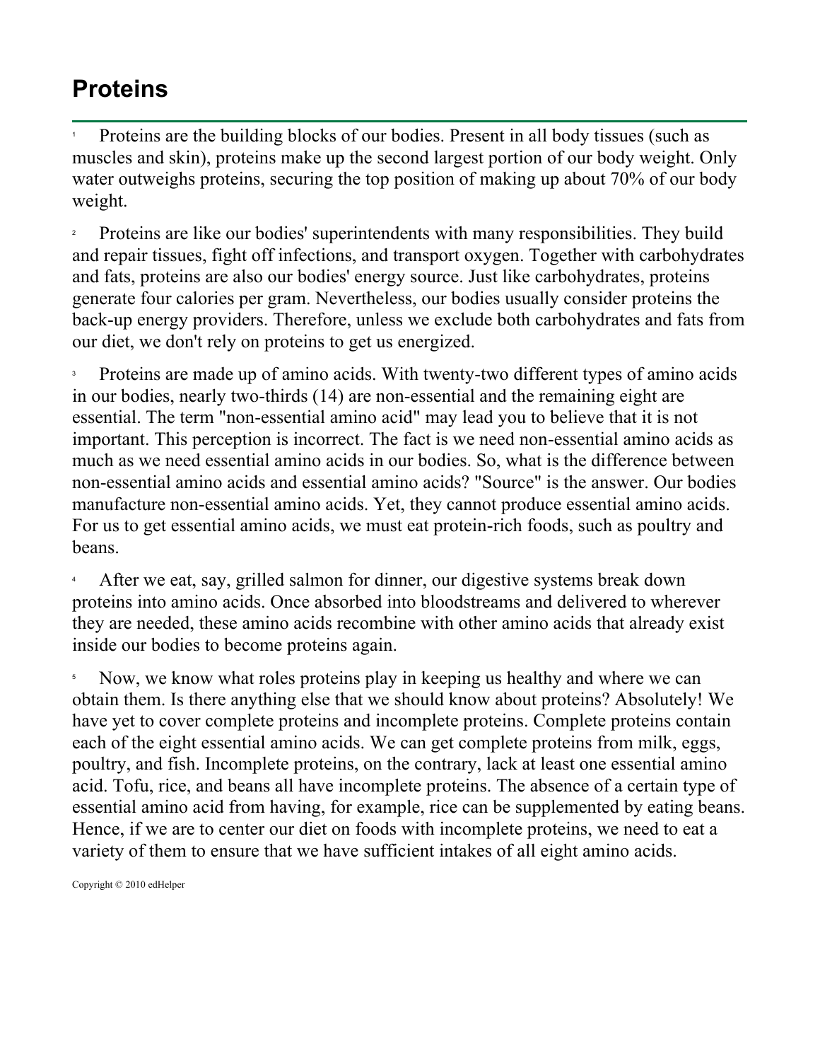# Proteins

1 Proteins are the building blocks of our bodies. Present in all body tissues (such as muscles and skin), proteins make up the second largest portion of our body weight. Only water outweighs proteins, securing the top position of making up about 70% of our body weight.

2 Proteins are like our bodies' superintendents with many responsibilities. They build and repair tissues, fight off infections, and transport oxygen. Together with carbohydrates and fats, proteins are also our bodies' energy source. Just like carbohydrates, proteins generate four calories per gram. Nevertheless, our bodies usually consider proteins the back-up energy providers. Therefore, unless we exclude both carbohydrates and fats from our diet, we don't rely on proteins to get us energized.

3 Proteins are made up of amino acids. With twenty-two different types of amino acids in our bodies, nearly two-thirds (14) are non-essential and the remaining eight are essential. The term "non-essential amino acid" may lead you to believe that it is not important. This perception is incorrect. The fact is we need non-essential amino acids as much as we need essential amino acids in our bodies. So, what is the difference between non-essential amino acids and essential amino acids? "Source" is the answer. Our bodies manufacture non-essential amino acids. Yet, they cannot produce essential amino acids. For us to get essential amino acids, we must eat protein-rich foods, such as poultry and beans.

4 After we eat, say, grilled salmon for dinner, our digestive systems break down proteins into amino acids. Once absorbed into bloodstreams and delivered to wherever they are needed, these amino acids recombine with other amino acids that already exist inside our bodies to become proteins again.

5 Now, we know what roles proteins play in keeping us healthy and where we can obtain them. Is there anything else that we should know about proteins? Absolutely! We have yet to cover complete proteins and incomplete proteins. Complete proteins contain each of the eight essential amino acids. We can get complete proteins from milk, eggs, poultry, and fish. Incomplete proteins, on the contrary, lack at least one essential amino acid. Tofu, rice, and beans all have incomplete proteins. The absence of a certain type of essential amino acid from having, for example, rice can be supplemented by eating beans. Hence, if we are to center our diet on foods with incomplete proteins, we need to eat a variety of them to ensure that we have sufficient intakes of all eight amino acids.

Copyright © 2010 edHelper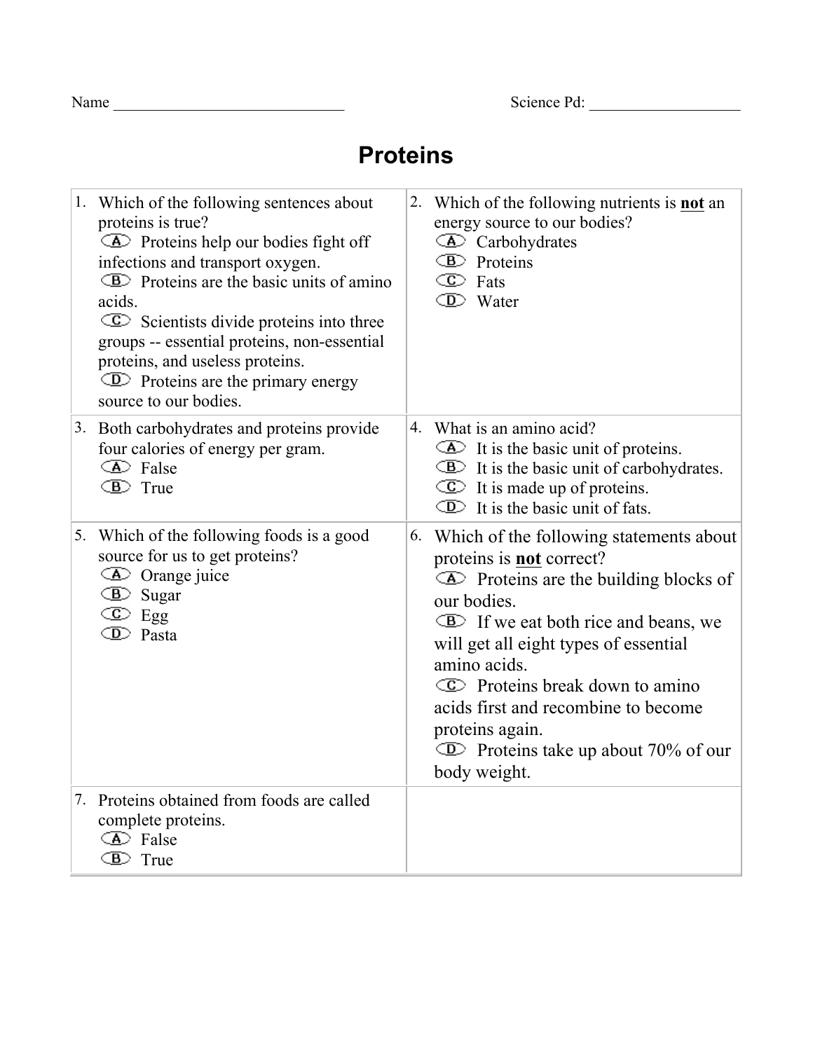Name ______________________________ Science Pd: ___________________

# Proteins

1. Which of the following sentences about proteins is true?
   - (A) Proteins help our bodies fight off infections and transport oxygen.
   - (B) Proteins are the basic units of amino acids.
   - (C) Scientists divide proteins into three groups -- essential proteins, non-essential proteins, and useless proteins.
   - (D) Proteins are the primary energy source to our bodies.

2. Which of the following nutrients is **not** an energy source to our bodies?
   - (A) Carbohydrates
   - (B) Proteins
   - (C) Fats
   - (D) Water

3. Both carbohydrates and proteins provide four calories of energy per gram.
   - (A) False
   - (B) True

4. What is an amino acid?
   - (A) It is the basic unit of proteins.
   - (B) It is the basic unit of carbohydrates.
   - (C) It is made up of proteins.
   - (D) It is the basic unit of fats.

5. Which of the following foods is a good source for us to get proteins?
   - (A) Orange juice
   - (B) Sugar
   - (C) Egg
   - (D) Pasta

6. Which of the following statements about proteins is **not** correct?
   - (A) Proteins are the building blocks of our bodies.
   - (B) If we eat both rice and beans, we will get all eight types of essential amino acids.
   - (C) Proteins break down to amino acids first and recombine to become proteins again.
   - (D) Proteins take up about 70% of our body weight.

7. Proteins obtained from foods are called complete proteins.
   - (A) False
   - (B) True